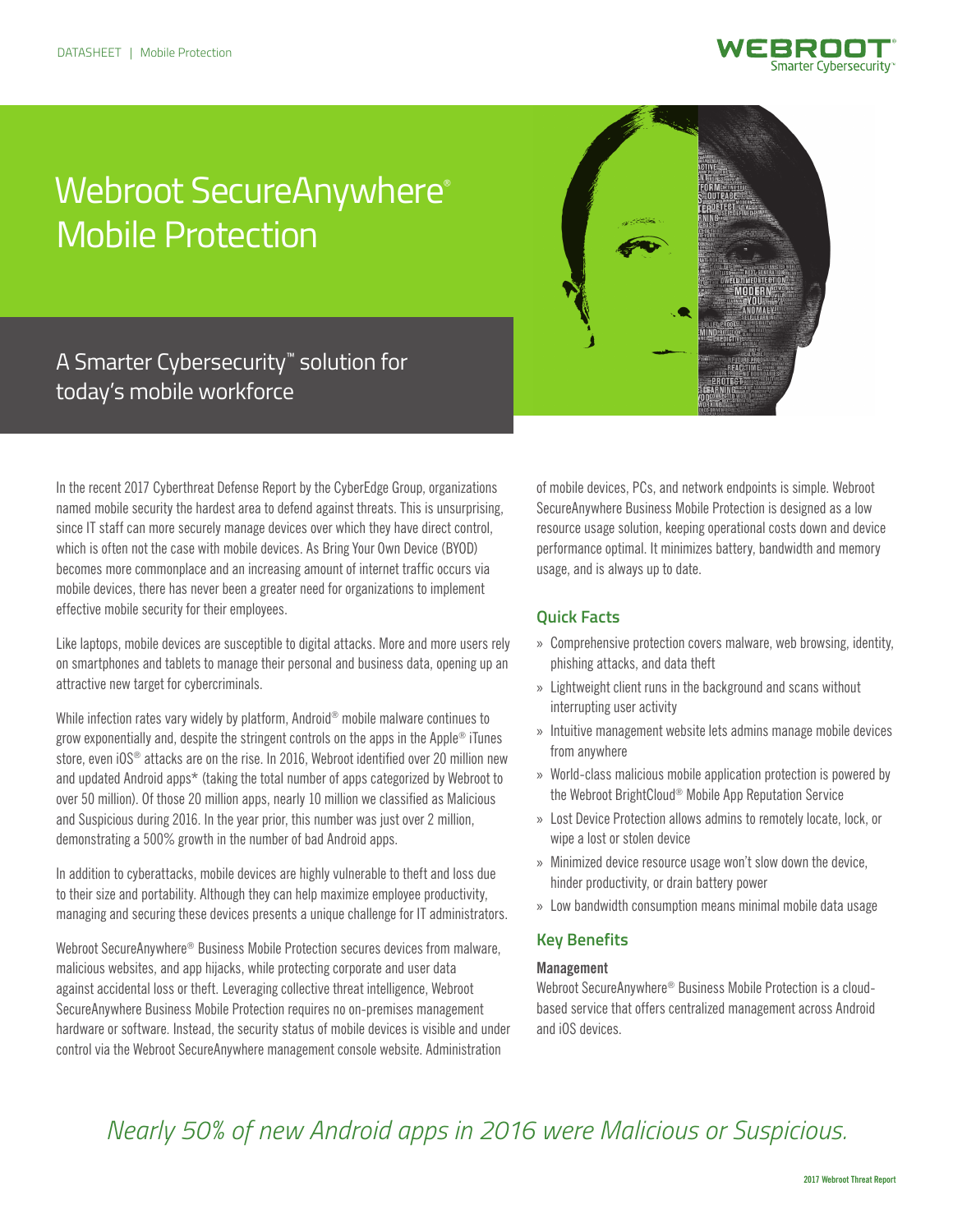DATASHEET | Mobile Protection

# Webroot SecureAnywhere® Mobile Protection

## A Smarter Cybersecurity™ solution for today's mobile workforce

In the recent 2017 Cyberthreat Defense Report by the CyberEdge Group, organizations named mobile security the hardest area to defend against threats. This is unsurprising, since IT staff can more securely manage devices over which they have direct control, which is often not the case with mobile devices. As Bring Your Own Device (BYOD) becomes more commonplace and an increasing amount of internet traffic occurs via mobile devices, there has never been a greater need for organizations to implement effective mobile security for their employees.

Like laptops, mobile devices are susceptible to digital attacks. More and more users rely on smartphones and tablets to manage their personal and business data, opening up an attractive new target for cybercriminals.

While infection rates vary widely by platform, Android® mobile malware continues to grow exponentially and, despite the stringent controls on the apps in the Apple® iTunes store, even iOS® attacks are on the rise. In 2016, Webroot identified over 20 million new and updated Android apps* (taking the total number of apps categorized by Webroot to over 50 million). Of those 20 million apps, nearly 10 million we classified as Malicious and Suspicious during 2016. In the year prior, this number was just over 2 million, demonstrating a 500% growth in the number of bad Android apps.

In addition to cyberattacks, mobile devices are highly vulnerable to theft and loss due to their size and portability. Although they can help maximize employee productivity, managing and securing these devices presents a unique challenge for IT administrators.

Webroot SecureAnywhere® Business Mobile Protection secures devices from malware, malicious websites, and app hijacks, while protecting corporate and user data against accidental loss or theft. Leveraging collective threat intelligence, Webroot SecureAnywhere Business Mobile Protection requires no on-premises management hardware or software. Instead, the security status of mobile devices is visible and under control via the Webroot SecureAnywhere management console website. Administration of mobile devices, PCs, and network endpoints is simple. Webroot SecureAnywhere Business Mobile Protection is designed as a low resource usage solution, keeping operational costs down and device performance optimal. It minimizes battery, bandwidth and memory usage, and is always up to date.

### Quick Facts

- Comprehensive protection covers malware, web browsing, identity, phishing attacks, and data theft
- Lightweight client runs in the background and scans without interrupting user activity
- Intuitive management website lets admins manage mobile devices from anywhere
- World-class malicious mobile application protection is powered by the Webroot BrightCloud® Mobile App Reputation Service
- Lost Device Protection allows admins to remotely locate, lock, or wipe a lost or stolen device
- Minimized device resource usage won't slow down the device, hinder productivity, or drain battery power
- Low bandwidth consumption means minimal mobile data usage

### Key Benefits

**Management**

Webroot SecureAnywhere® Business Mobile Protection is a cloud-based service that offers centralized management across Android and iOS devices.

*Nearly 50% of new Android apps in 2016 were Malicious or Suspicious.*

**2017 Webroot Threat Report**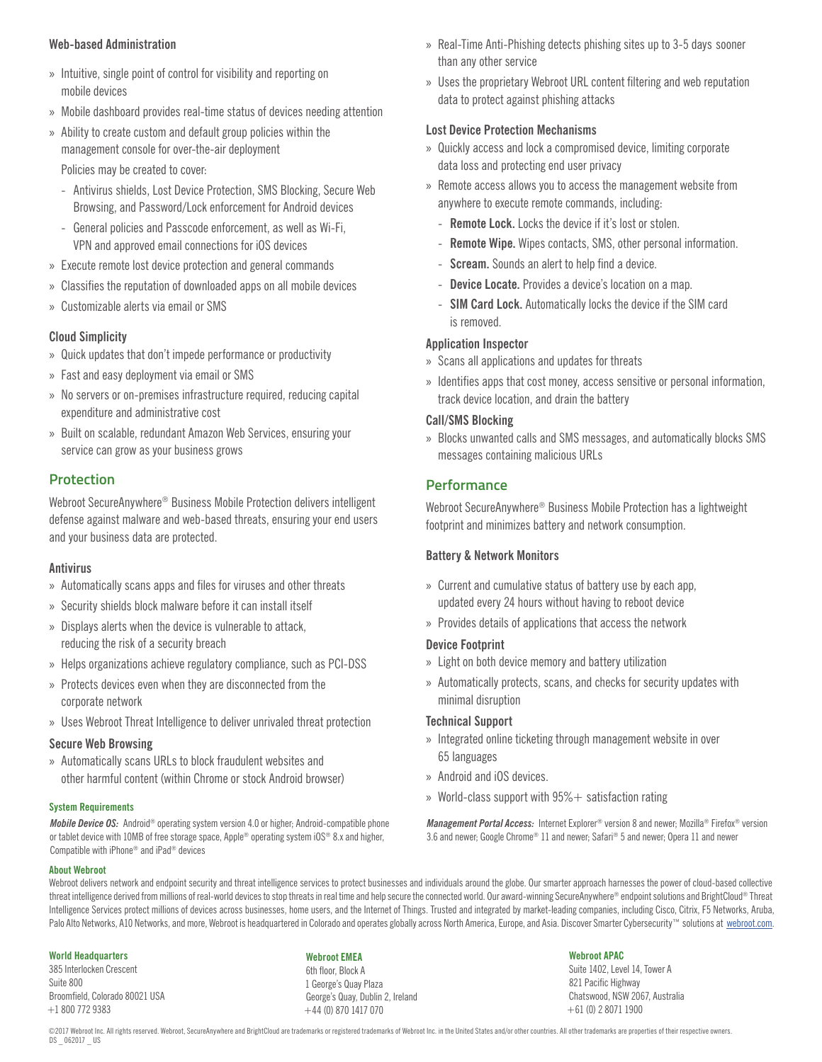### Web-based Administration

- Intuitive, single point of control for visibility and reporting on mobile devices
- Mobile dashboard provides real-time status of devices needing attention
- Ability to create custom and default group policies within the management console for over-the-air deployment

  Policies may be created to cover:

  - Antivirus shields, Lost Device Protection, SMS Blocking, Secure Web Browsing, and Password/Lock enforcement for Android devices
  - General policies and Passcode enforcement, as well as Wi-Fi, VPN and approved email connections for iOS devices
- Execute remote lost device protection and general commands
- Classifies the reputation of downloaded apps on all mobile devices
- Customizable alerts via email or SMS

### Cloud Simplicity

- Quick updates that don't impede performance or productivity
- Fast and easy deployment via email or SMS
- No servers or on-premises infrastructure required, reducing capital expenditure and administrative cost
- Built on scalable, redundant Amazon Web Services, ensuring your service can grow as your business grows

## Protection

Webroot SecureAnywhere® Business Mobile Protection delivers intelligent defense against malware and web-based threats, ensuring your end users and your business data are protected.

### Antivirus

- Automatically scans apps and files for viruses and other threats
- Security shields block malware before it can install itself
- Displays alerts when the device is vulnerable to attack, reducing the risk of a security breach
- Helps organizations achieve regulatory compliance, such as PCI-DSS
- Protects devices even when they are disconnected from the corporate network
- Uses Webroot Threat Intelligence to deliver unrivaled threat protection

### Secure Web Browsing

- Automatically scans URLs to block fraudulent websites and other harmful content (within Chrome or stock Android browser)
- Real-Time Anti-Phishing detects phishing sites up to 3-5 days sooner than any other service
- Uses the proprietary Webroot URL content filtering and web reputation data to protect against phishing attacks

### Lost Device Protection Mechanisms

- Quickly access and lock a compromised device, limiting corporate data loss and protecting end user privacy
- Remote access allows you to access the management website from anywhere to execute remote commands, including:
  - **Remote Lock.** Locks the device if it's lost or stolen.
  - **Remote Wipe.** Wipes contacts, SMS, other personal information.
  - **Scream.** Sounds an alert to help find a device.
  - **Device Locate.** Provides a device's location on a map.
  - **SIM Card Lock.** Automatically locks the device if the SIM card is removed.

### Application Inspector

- Scans all applications and updates for threats
- Identifies apps that cost money, access sensitive or personal information, track device location, and drain the battery

### Call/SMS Blocking

- Blocks unwanted calls and SMS messages, and automatically blocks SMS messages containing malicious URLs

## Performance

Webroot SecureAnywhere® Business Mobile Protection has a lightweight footprint and minimizes battery and network consumption.

### Battery & Network Monitors

- Current and cumulative status of battery use by each app, updated every 24 hours without having to reboot device
- Provides details of applications that access the network

### Device Footprint

- Light on both device memory and battery utilization
- Automatically protects, scans, and checks for security updates with minimal disruption

### Technical Support

- Integrated online ticketing through management website in over 65 languages
- Android and iOS devices.
- World-class support with 95%+ satisfaction rating

#### System Requirements

***Mobile Device OS:*** Android® operating system version 4.0 or higher; Android-compatible phone or tablet device with 10MB of free storage space, Apple® operating system iOS® 8.x and higher, Compatible with iPhone® and iPad® devices

***Management Portal Access:*** Internet Explorer® version 8 and newer; Mozilla® Firefox® version 3.6 and newer; Google Chrome® 11 and newer; Safari® 5 and newer; Opera 11 and newer

#### About Webroot

Webroot delivers network and endpoint security and threat intelligence services to protect businesses and individuals around the globe. Our smarter approach harnesses the power of cloud-based collective threat intelligence derived from millions of real-world devices to stop threats in real time and help secure the connected world. Our award-winning SecureAnywhere® endpoint solutions and BrightCloud® Threat Intelligence Services protect millions of devices across businesses, home users, and the Internet of Things. Trusted and integrated by market-leading companies, including Cisco, Citrix, F5 Networks, Aruba, Palo Alto Networks, A10 Networks, and more, Webroot is headquartered in Colorado and operates globally across North America, Europe, and Asia. Discover Smarter Cybersecurity™ solutions at webroot.com.

**World Headquarters**
385 Interlocken Crescent
Suite 800
Broomfield, Colorado 80021 USA
+1 800 772 9383

**Webroot EMEA**
6th floor, Block A
1 George's Quay Plaza
George's Quay, Dublin 2, Ireland
+44 (0) 870 1417 070

**Webroot APAC**
Suite 1402, Level 14, Tower A
821 Pacific Highway
Chatswood, NSW 2067, Australia
+61 (0) 2 8071 1900

©2017 Webroot Inc. All rights reserved. Webroot, SecureAnywhere and BrightCloud are trademarks or registered trademarks of Webroot Inc. in the United States and/or other countries. All other trademarks are properties of their respective owners.
DS _ 062017 _ US